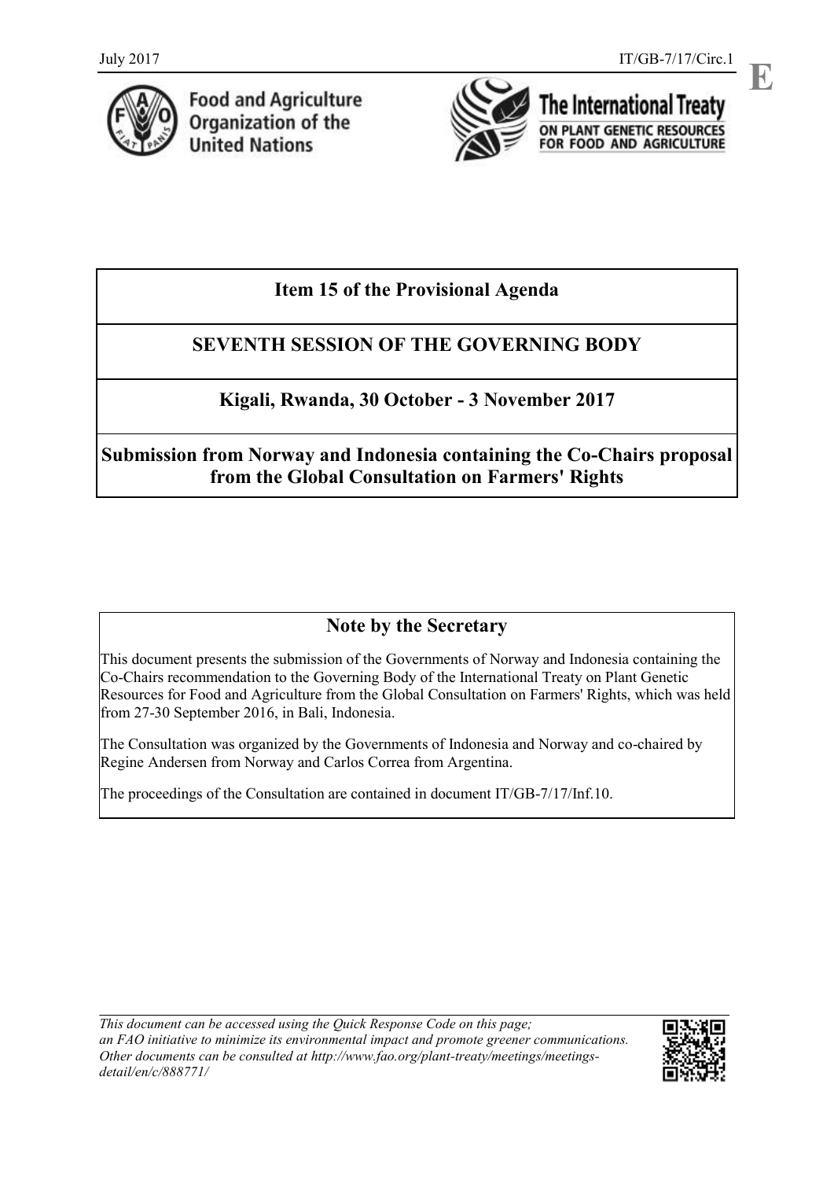July 2017 IT/GB-7/17/Circ.1

**E**

Food and Agriculture Organization of the United Nations

The International Treaty ON PLANT GENETIC RESOURCES FOR FOOD AND AGRICULTURE

## Item 15 of the Provisional Agenda

## SEVENTH SESSION OF THE GOVERNING BODY

## Kigali, Rwanda, 30 October - 3 November 2017

## Submission from Norway and Indonesia containing the Co-Chairs proposal from the Global Consultation on Farmers' Rights

### Note by the Secretary

This document presents the submission of the Governments of Norway and Indonesia containing the Co-Chairs recommendation to the Governing Body of the International Treaty on Plant Genetic Resources for Food and Agriculture from the Global Consultation on Farmers' Rights, which was held from 27-30 September 2016, in Bali, Indonesia.

The Consultation was organized by the Governments of Indonesia and Norway and co-chaired by Regine Andersen from Norway and Carlos Correa from Argentina.

The proceedings of the Consultation are contained in document IT/GB-7/17/Inf.10.

*This document can be accessed using the Quick Response Code on this page; an FAO initiative to minimize its environmental impact and promote greener communications. Other documents can be consulted at http://www.fao.org/plant-treaty/meetings/meetings-detail/en/c/888771/*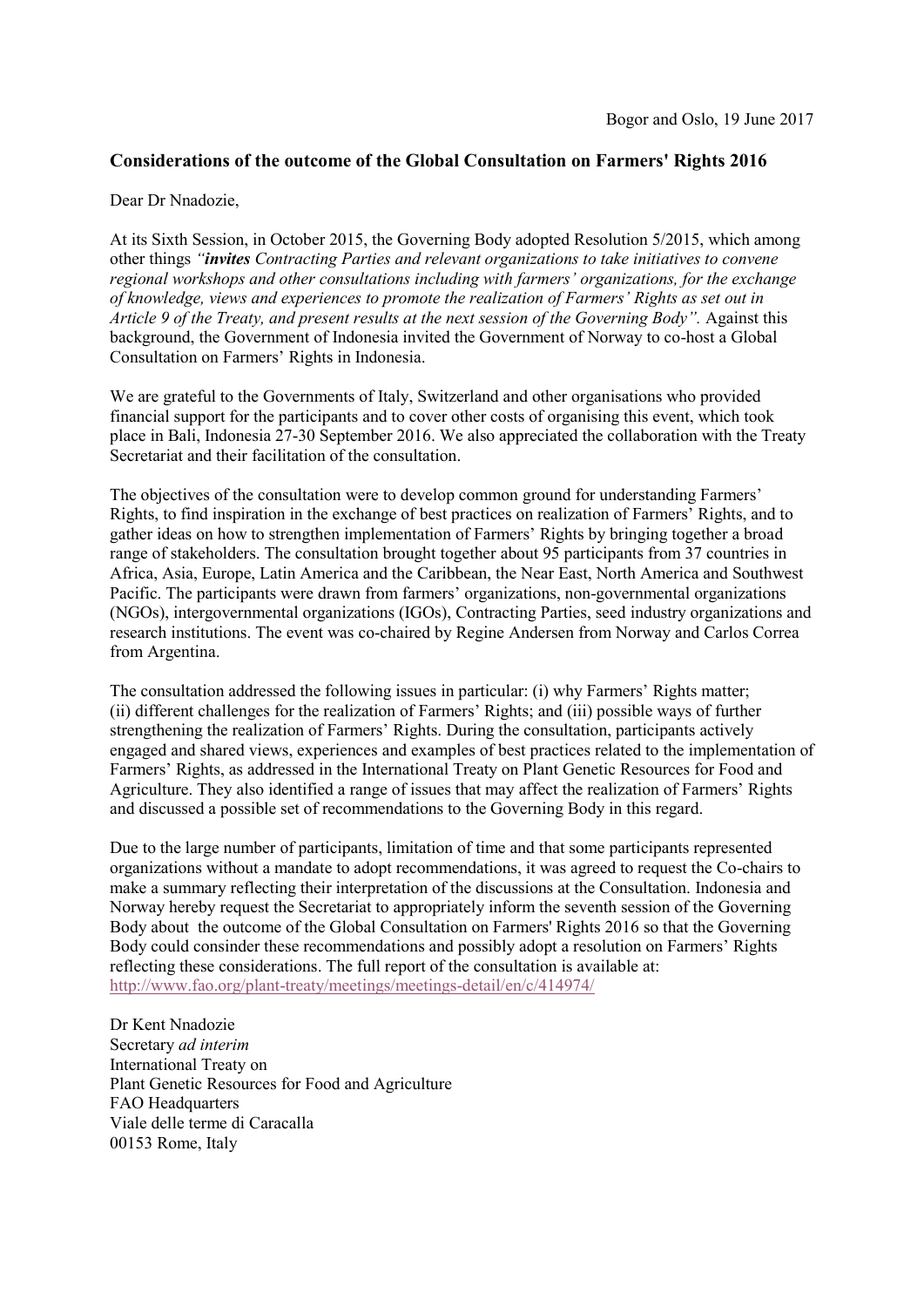Bogor and Oslo, 19 June 2017

### Considerations of the outcome of the Global Consultation on Farmers' Rights 2016

Dear Dr Nnadozie,

At its Sixth Session, in October 2015, the Governing Body adopted Resolution 5/2015, which among other things *"**invites** Contracting Parties and relevant organizations to take initiatives to convene regional workshops and other consultations including with farmers' organizations, for the exchange of knowledge, views and experiences to promote the realization of Farmers' Rights as set out in Article 9 of the Treaty, and present results at the next session of the Governing Body".* Against this background, the Government of Indonesia invited the Government of Norway to co-host a Global Consultation on Farmers' Rights in Indonesia.

We are grateful to the Governments of Italy, Switzerland and other organisations who provided financial support for the participants and to cover other costs of organising this event, which took place in Bali, Indonesia 27-30 September 2016. We also appreciated the collaboration with the Treaty Secretariat and their facilitation of the consultation.

The objectives of the consultation were to develop common ground for understanding Farmers' Rights, to find inspiration in the exchange of best practices on realization of Farmers' Rights, and to gather ideas on how to strengthen implementation of Farmers' Rights by bringing together a broad range of stakeholders. The consultation brought together about 95 participants from 37 countries in Africa, Asia, Europe, Latin America and the Caribbean, the Near East, North America and Southwest Pacific. The participants were drawn from farmers' organizations, non-governmental organizations (NGOs), intergovernmental organizations (IGOs), Contracting Parties, seed industry organizations and research institutions. The event was co-chaired by Regine Andersen from Norway and Carlos Correa from Argentina.

The consultation addressed the following issues in particular: (i) why Farmers' Rights matter; (ii) different challenges for the realization of Farmers' Rights; and (iii) possible ways of further strengthening the realization of Farmers' Rights. During the consultation, participants actively engaged and shared views, experiences and examples of best practices related to the implementation of Farmers' Rights, as addressed in the International Treaty on Plant Genetic Resources for Food and Agriculture. They also identified a range of issues that may affect the realization of Farmers' Rights and discussed a possible set of recommendations to the Governing Body in this regard.

Due to the large number of participants, limitation of time and that some participants represented organizations without a mandate to adopt recommendations, it was agreed to request the Co-chairs to make a summary reflecting their interpretation of the discussions at the Consultation. Indonesia and Norway hereby request the Secretariat to appropriately inform the seventh session of the Governing Body about the outcome of the Global Consultation on Farmers' Rights 2016 so that the Governing Body could consinder these recommendations and possibly adopt a resolution on Farmers' Rights reflecting these considerations. The full report of the consultation is available at: http://www.fao.org/plant-treaty/meetings/meetings-detail/en/c/414974/

Dr Kent Nnadozie  
Secretary *ad interim*  
International Treaty on  
Plant Genetic Resources for Food and Agriculture  
FAO Headquarters  
Viale delle terme di Caracalla  
00153 Rome, Italy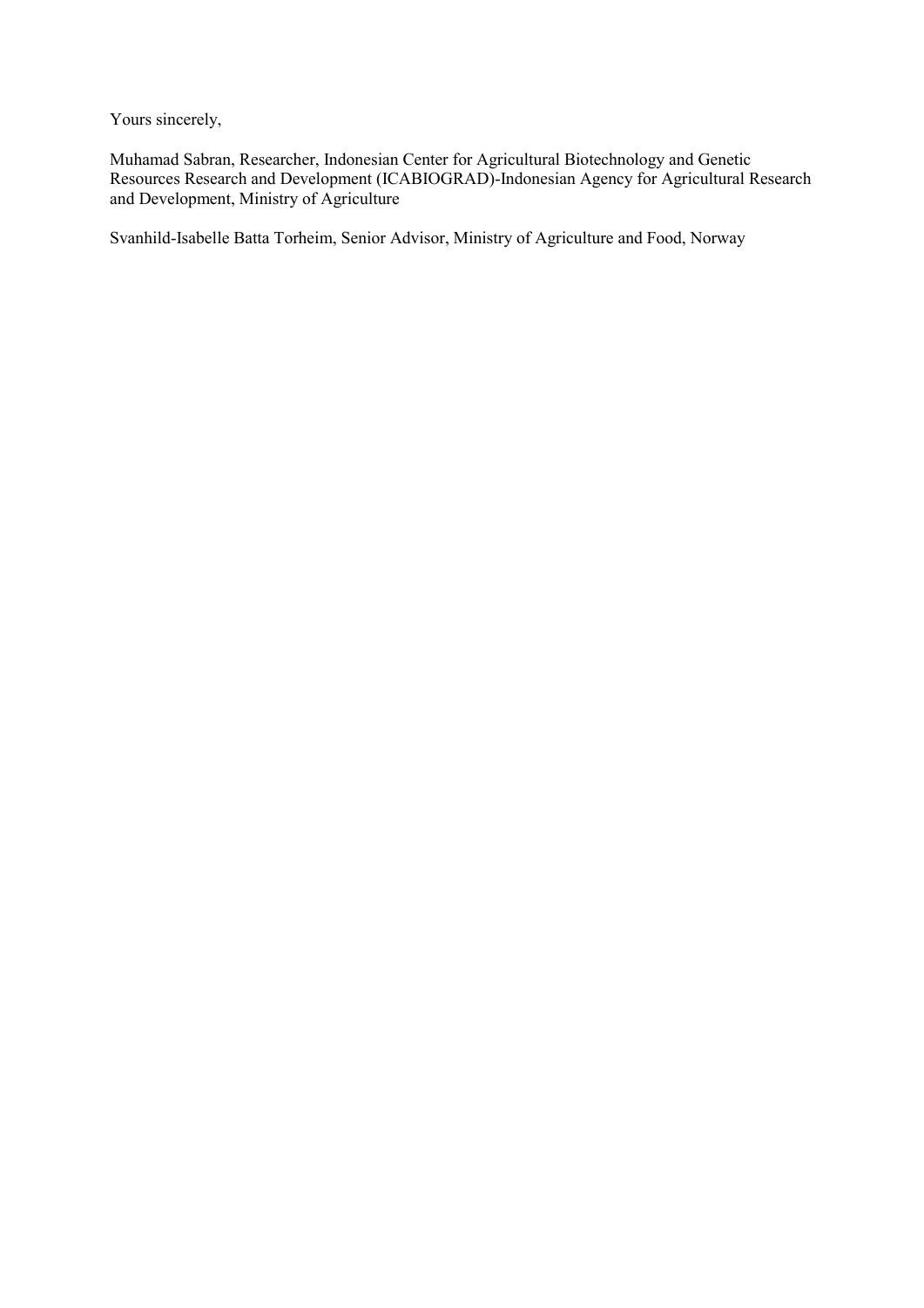Yours sincerely,

Muhamad Sabran, Researcher, Indonesian Center for Agricultural Biotechnology and Genetic Resources Research and Development (ICABIOGRAD)-Indonesian Agency for Agricultural Research and Development, Ministry of Agriculture

Svanhild-Isabelle Batta Torheim, Senior Advisor, Ministry of Agriculture and Food, Norway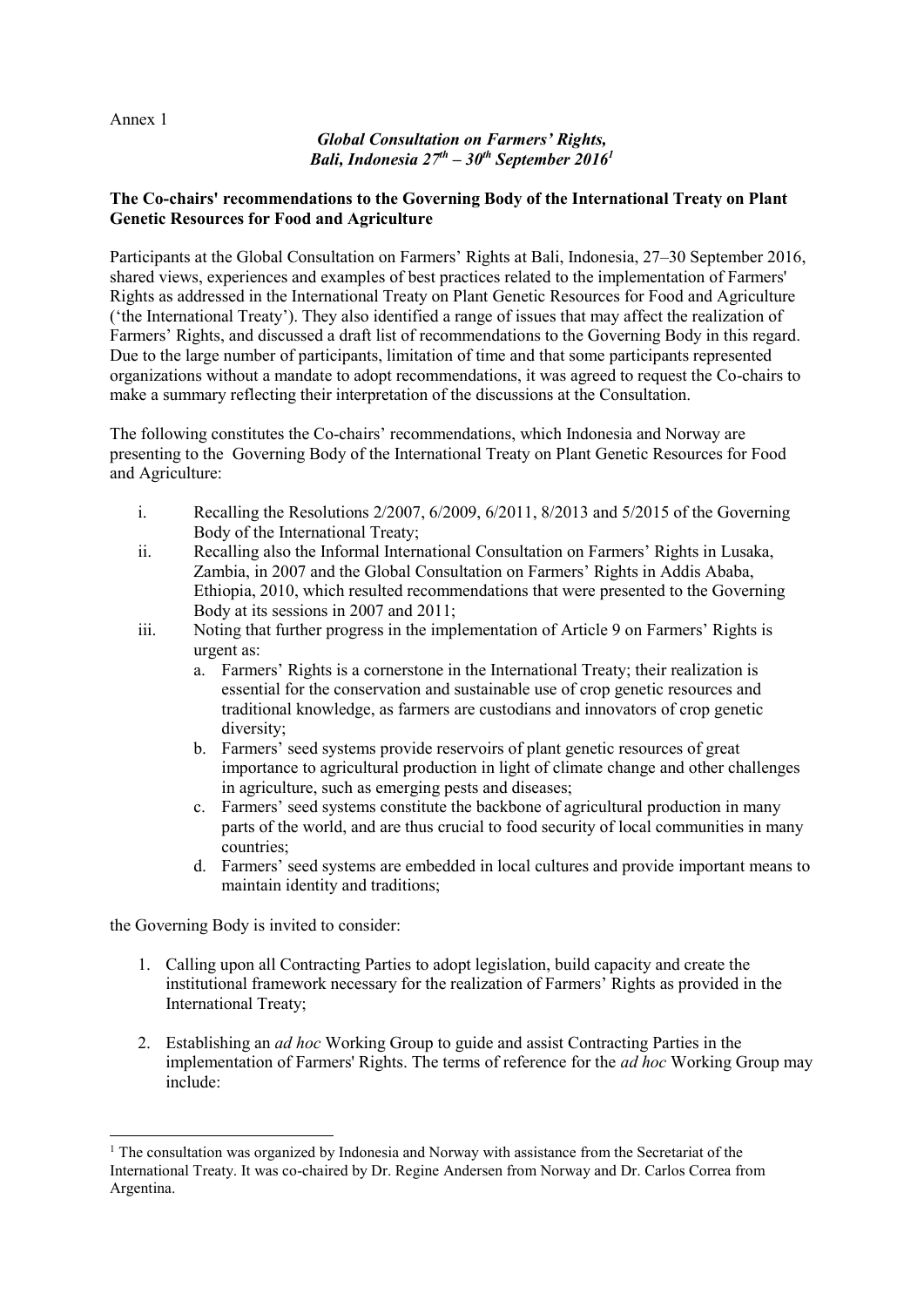Annex 1

***Global Consultation on Farmers' Rights, Bali, Indonesia 27th – 30th September 2016[1]***

**The Co-chairs' recommendations to the Governing Body of the International Treaty on Plant Genetic Resources for Food and Agriculture**

Participants at the Global Consultation on Farmers' Rights at Bali, Indonesia, 27–30 September 2016, shared views, experiences and examples of best practices related to the implementation of Farmers' Rights as addressed in the International Treaty on Plant Genetic Resources for Food and Agriculture ('the International Treaty'). They also identified a range of issues that may affect the realization of Farmers' Rights, and discussed a draft list of recommendations to the Governing Body in this regard. Due to the large number of participants, limitation of time and that some participants represented organizations without a mandate to adopt recommendations, it was agreed to request the Co-chairs to make a summary reflecting their interpretation of the discussions at the Consultation.

The following constitutes the Co-chairs' recommendations, which Indonesia and Norway are presenting to the Governing Body of the International Treaty on Plant Genetic Resources for Food and Agriculture:

i. Recalling the Resolutions 2/2007, 6/2009, 6/2011, 8/2013 and 5/2015 of the Governing Body of the International Treaty;
ii. Recalling also the Informal International Consultation on Farmers' Rights in Lusaka, Zambia, in 2007 and the Global Consultation on Farmers' Rights in Addis Ababa, Ethiopia, 2010, which resulted recommendations that were presented to the Governing Body at its sessions in 2007 and 2011;
iii. Noting that further progress in the implementation of Article 9 on Farmers' Rights is urgent as:
    a. Farmers' Rights is a cornerstone in the International Treaty; their realization is essential for the conservation and sustainable use of crop genetic resources and traditional knowledge, as farmers are custodians and innovators of crop genetic diversity;
    b. Farmers' seed systems provide reservoirs of plant genetic resources of great importance to agricultural production in light of climate change and other challenges in agriculture, such as emerging pests and diseases;
    c. Farmers' seed systems constitute the backbone of agricultural production in many parts of the world, and are thus crucial to food security of local communities in many countries;
    d. Farmers' seed systems are embedded in local cultures and provide important means to maintain identity and traditions;

the Governing Body is invited to consider:

1. Calling upon all Contracting Parties to adopt legislation, build capacity and create the institutional framework necessary for the realization of Farmers' Rights as provided in the International Treaty;

2. Establishing an *ad hoc* Working Group to guide and assist Contracting Parties in the implementation of Farmers' Rights. The terms of reference for the *ad hoc* Working Group may include:

[1] The consultation was organized by Indonesia and Norway with assistance from the Secretariat of the International Treaty. It was co-chaired by Dr. Regine Andersen from Norway and Dr. Carlos Correa from Argentina.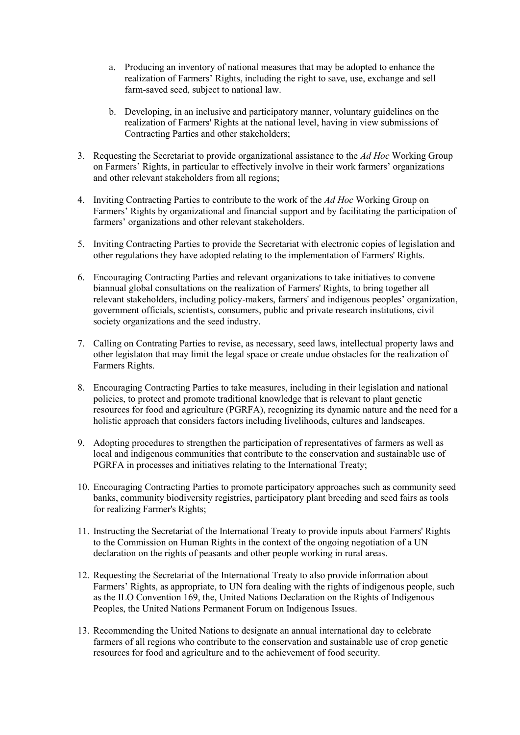a. Producing an inventory of national measures that may be adopted to enhance the realization of Farmers' Rights, including the right to save, use, exchange and sell farm-saved seed, subject to national law.

b. Developing, in an inclusive and participatory manner, voluntary guidelines on the realization of Farmers' Rights at the national level, having in view submissions of Contracting Parties and other stakeholders;

3. Requesting the Secretariat to provide organizational assistance to the *Ad Hoc* Working Group on Farmers' Rights, in particular to effectively involve in their work farmers' organizations and other relevant stakeholders from all regions;

4. Inviting Contracting Parties to contribute to the work of the *Ad Hoc* Working Group on Farmers' Rights by organizational and financial support and by facilitating the participation of farmers' organizations and other relevant stakeholders.

5. Inviting Contracting Parties to provide the Secretariat with electronic copies of legislation and other regulations they have adopted relating to the implementation of Farmers' Rights.

6. Encouraging Contracting Parties and relevant organizations to take initiatives to convene biannual global consultations on the realization of Farmers' Rights, to bring together all relevant stakeholders, including policy-makers, farmers' and indigenous peoples' organization, government officials, scientists, consumers, public and private research institutions, civil society organizations and the seed industry.

7. Calling on Contrating Parties to revise, as necessary, seed laws, intellectual property laws and other legislaton that may limit the legal space or create undue obstacles for the realization of Farmers Rights.

8. Encouraging Contracting Parties to take measures, including in their legislation and national policies, to protect and promote traditional knowledge that is relevant to plant genetic resources for food and agriculture (PGRFA), recognizing its dynamic nature and the need for a holistic approach that considers factors including livelihoods, cultures and landscapes.

9. Adopting procedures to strengthen the participation of representatives of farmers as well as local and indigenous communities that contribute to the conservation and sustainable use of PGRFA in processes and initiatives relating to the International Treaty;

10. Encouraging Contracting Parties to promote participatory approaches such as community seed banks, community biodiversity registries, participatory plant breeding and seed fairs as tools for realizing Farmer's Rights;

11. Instructing the Secretariat of the International Treaty to provide inputs about Farmers' Rights to the Commission on Human Rights in the context of the ongoing negotiation of a UN declaration on the rights of peasants and other people working in rural areas.

12. Requesting the Secretariat of the International Treaty to also provide information about Farmers' Rights, as appropriate, to UN fora dealing with the rights of indigenous people, such as the ILO Convention 169, the, United Nations Declaration on the Rights of Indigenous Peoples, the United Nations Permanent Forum on Indigenous Issues.

13. Recommending the United Nations to designate an annual international day to celebrate farmers of all regions who contribute to the conservation and sustainable use of crop genetic resources for food and agriculture and to the achievement of food security.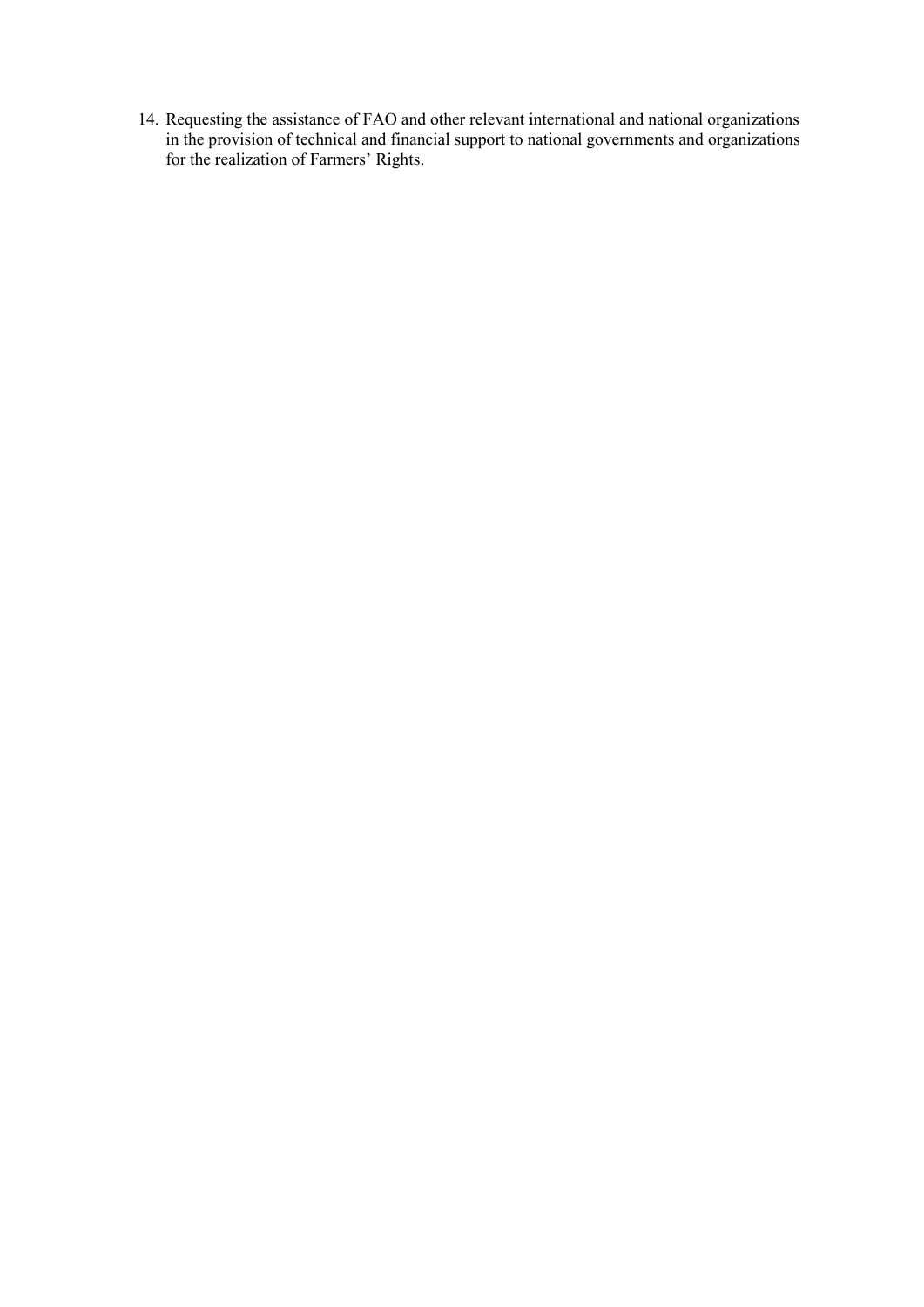14. Requesting the assistance of FAO and other relevant international and national organizations in the provision of technical and financial support to national governments and organizations for the realization of Farmers' Rights.